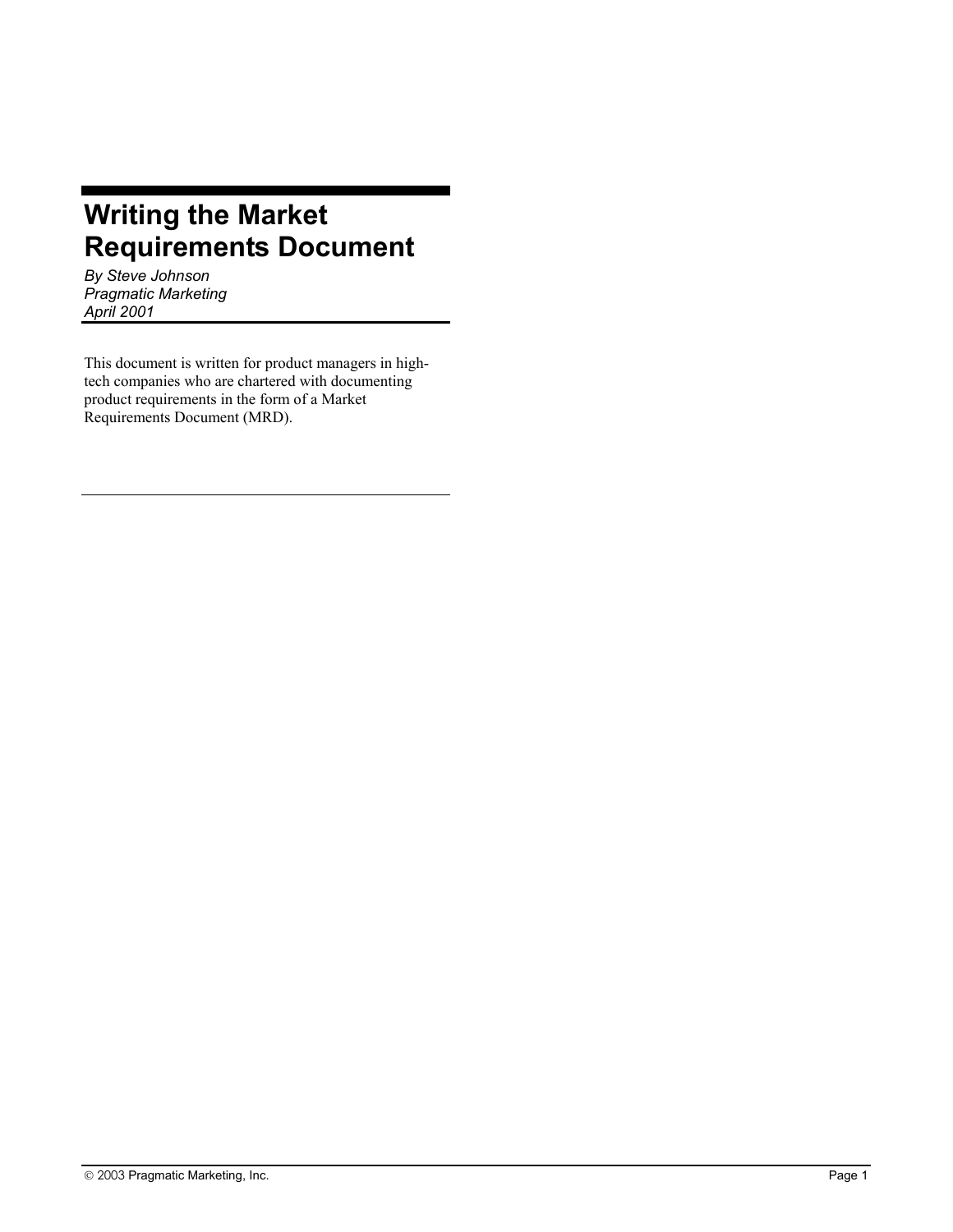# Writing the Market Requirements Document

*By Steve Johnson*
*Pragmatic Marketing*
*April 2001*

This document is written for product managers in high-tech companies who are chartered with documenting product requirements in the form of a Market Requirements Document (MRD).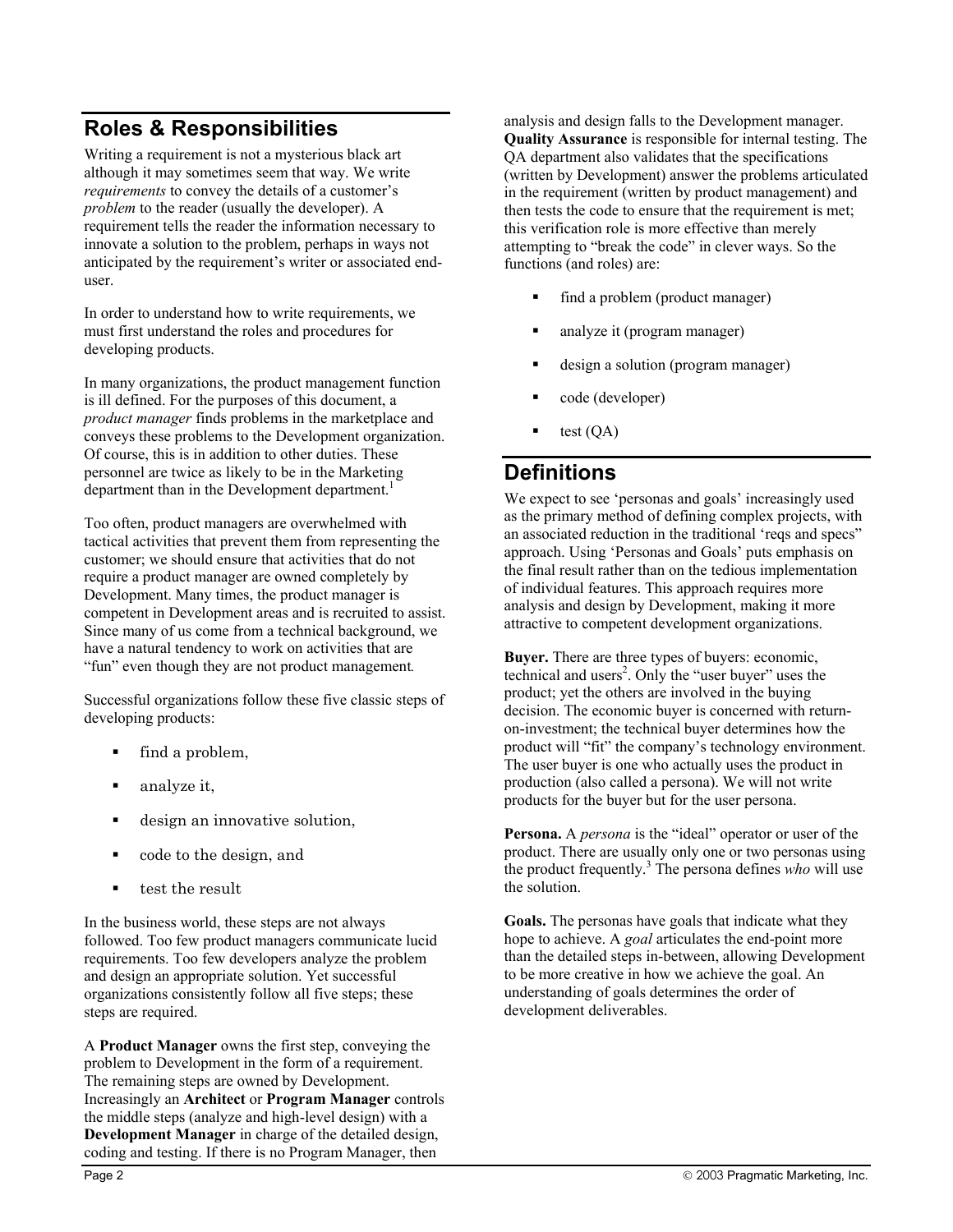## Roles & Responsibilities

Writing a requirement is not a mysterious black art although it may sometimes seem that way. We write *requirements* to convey the details of a customer's *problem* to the reader (usually the developer). A requirement tells the reader the information necessary to innovate a solution to the problem, perhaps in ways not anticipated by the requirement's writer or associated end-user.

In order to understand how to write requirements, we must first understand the roles and procedures for developing products.

In many organizations, the product management function is ill defined. For the purposes of this document, a *product manager* finds problems in the marketplace and conveys these problems to the Development organization. Of course, this is in addition to other duties. These personnel are twice as likely to be in the Marketing department than in the Development department.[1]

Too often, product managers are overwhelmed with tactical activities that prevent them from representing the customer; we should ensure that activities that do not require a product manager are owned completely by Development. Many times, the product manager is competent in Development areas and is recruited to assist. Since many of us come from a technical background, we have a natural tendency to work on activities that are "fun" even though they are not product management.

Successful organizations follow these five classic steps of developing products:

- find a problem,
- analyze it,
- design an innovative solution,
- code to the design, and
- test the result

In the business world, these steps are not always followed. Too few product managers communicate lucid requirements. Too few developers analyze the problem and design an appropriate solution. Yet successful organizations consistently follow all five steps; these steps are required.

A **Product Manager** owns the first step, conveying the problem to Development in the form of a requirement. The remaining steps are owned by Development. Increasingly an **Architect** or **Program Manager** controls the middle steps (analyze and high-level design) with a **Development Manager** in charge of the detailed design, coding and testing. If there is no Program Manager, then analysis and design falls to the Development manager. **Quality Assurance** is responsible for internal testing. The QA department also validates that the specifications (written by Development) answer the problems articulated in the requirement (written by product management) and then tests the code to ensure that the requirement is met; this verification role is more effective than merely attempting to "break the code" in clever ways. So the functions (and roles) are:

- find a problem (product manager)
- analyze it (program manager)
- design a solution (program manager)
- code (developer)
- test (QA)

## Definitions

We expect to see 'personas and goals' increasingly used as the primary method of defining complex projects, with an associated reduction in the traditional 'reqs and specs" approach. Using 'Personas and Goals' puts emphasis on the final result rather than on the tedious implementation of individual features. This approach requires more analysis and design by Development, making it more attractive to competent development organizations.

**Buyer.** There are three types of buyers: economic, technical and users[2]. Only the "user buyer" uses the product; yet the others are involved in the buying decision. The economic buyer is concerned with return-on-investment; the technical buyer determines how the product will "fit" the company's technology environment. The user buyer is one who actually uses the product in production (also called a persona). We will not write products for the buyer but for the user persona.

**Persona.** A *persona* is the "ideal" operator or user of the product. There are usually only one or two personas using the product frequently.[3] The persona defines *who* will use the solution.

**Goals.** The personas have goals that indicate what they hope to achieve. A *goal* articulates the end-point more than the detailed steps in-between, allowing Development to be more creative in how we achieve the goal. An understanding of goals determines the order of development deliverables.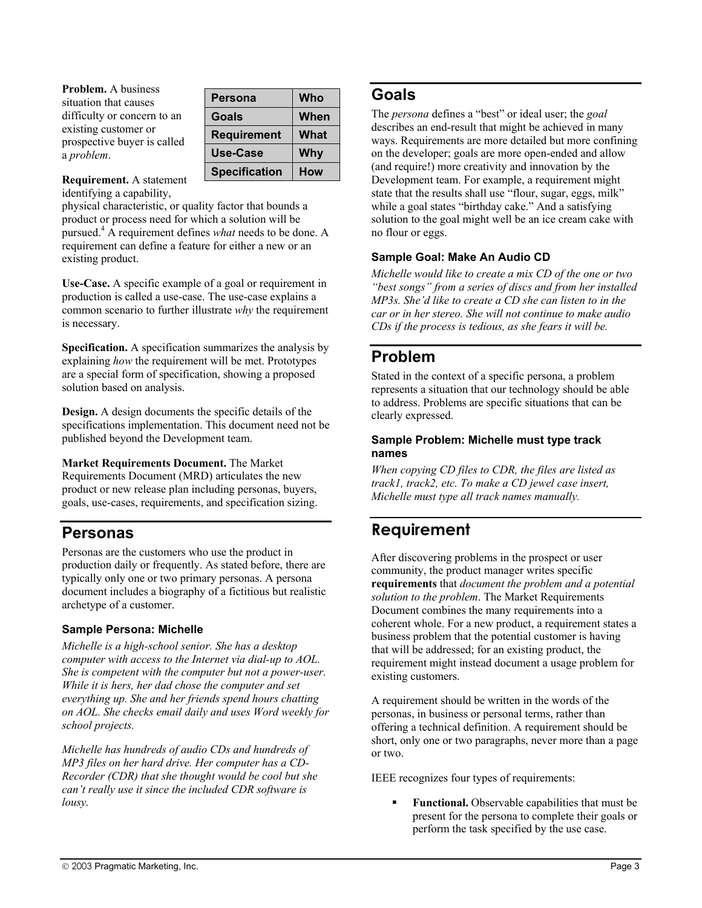**Problem.** A business situation that causes difficulty or concern to an existing customer or prospective buyer is called a *problem*.

| Persona | Who |
|---|---|
| Goals | When |
| Requirement | What |
| Use-Case | Why |
| Specification | How |

**Requirement.** A statement identifying a capability, physical characteristic, or quality factor that bounds a product or process need for which a solution will be pursued.[4] A requirement defines *what* needs to be done. A requirement can define a feature for either a new or an existing product.

**Use-Case.** A specific example of a goal or requirement in production is called a use-case. The use-case explains a common scenario to further illustrate *why* the requirement is necessary.

**Specification.** A specification summarizes the analysis by explaining *how* the requirement will be met. Prototypes are a special form of specification, showing a proposed solution based on analysis.

**Design.** A design documents the specific details of the specifications implementation. This document need not be published beyond the Development team.

**Market Requirements Document.** The Market Requirements Document (MRD) articulates the new product or new release plan including personas, buyers, goals, use-cases, requirements, and specification sizing.

## Personas

Personas are the customers who use the product in production daily or frequently. As stated before, there are typically only one or two primary personas. A persona document includes a biography of a fictitious but realistic archetype of a customer.

### Sample Persona: Michelle

*Michelle is a high-school senior. She has a desktop computer with access to the Internet via dial-up to AOL. She is competent with the computer but not a power-user. While it is hers, her dad chose the computer and set everything up. She and her friends spend hours chatting on AOL. She checks email daily and uses Word weekly for school projects.*

*Michelle has hundreds of audio CDs and hundreds of MP3 files on her hard drive. Her computer has a CD-Recorder (CDR) that she thought would be cool but she can't really use it since the included CDR software is lousy.*

## Goals

The *persona* defines a "best" or ideal user; the *goal* describes an end-result that might be achieved in many ways. Requirements are more detailed but more confining on the developer; goals are more open-ended and allow (and require!) more creativity and innovation by the Development team. For example, a requirement might state that the results shall use "flour, sugar, eggs, milk" while a goal states "birthday cake." And a satisfying solution to the goal might well be an ice cream cake with no flour or eggs.

### Sample Goal: Make An Audio CD

*Michelle would like to create a mix CD of the one or two "best songs" from a series of discs and from her installed MP3s. She'd like to create a CD she can listen to in the car or in her stereo. She will not continue to make audio CDs if the process is tedious, as she fears it will be.*

## Problem

Stated in the context of a specific persona, a problem represents a situation that our technology should be able to address. Problems are specific situations that can be clearly expressed.

### Sample Problem: Michelle must type track names

*When copying CD files to CDR, the files are listed as track1, track2, etc. To make a CD jewel case insert, Michelle must type all track names manually.*

## Requirement

After discovering problems in the prospect or user community, the product manager writes specific **requirements** that *document the problem and a potential solution to the problem*. The Market Requirements Document combines the many requirements into a coherent whole. For a new product, a requirement states a business problem that the potential customer is having that will be addressed; for an existing product, the requirement might instead document a usage problem for existing customers.

A requirement should be written in the words of the personas, in business or personal terms, rather than offering a technical definition. A requirement should be short, only one or two paragraphs, never more than a page or two.

IEEE recognizes four types of requirements:

- **Functional.** Observable capabilities that must be present for the persona to complete their goals or perform the task specified by the use case.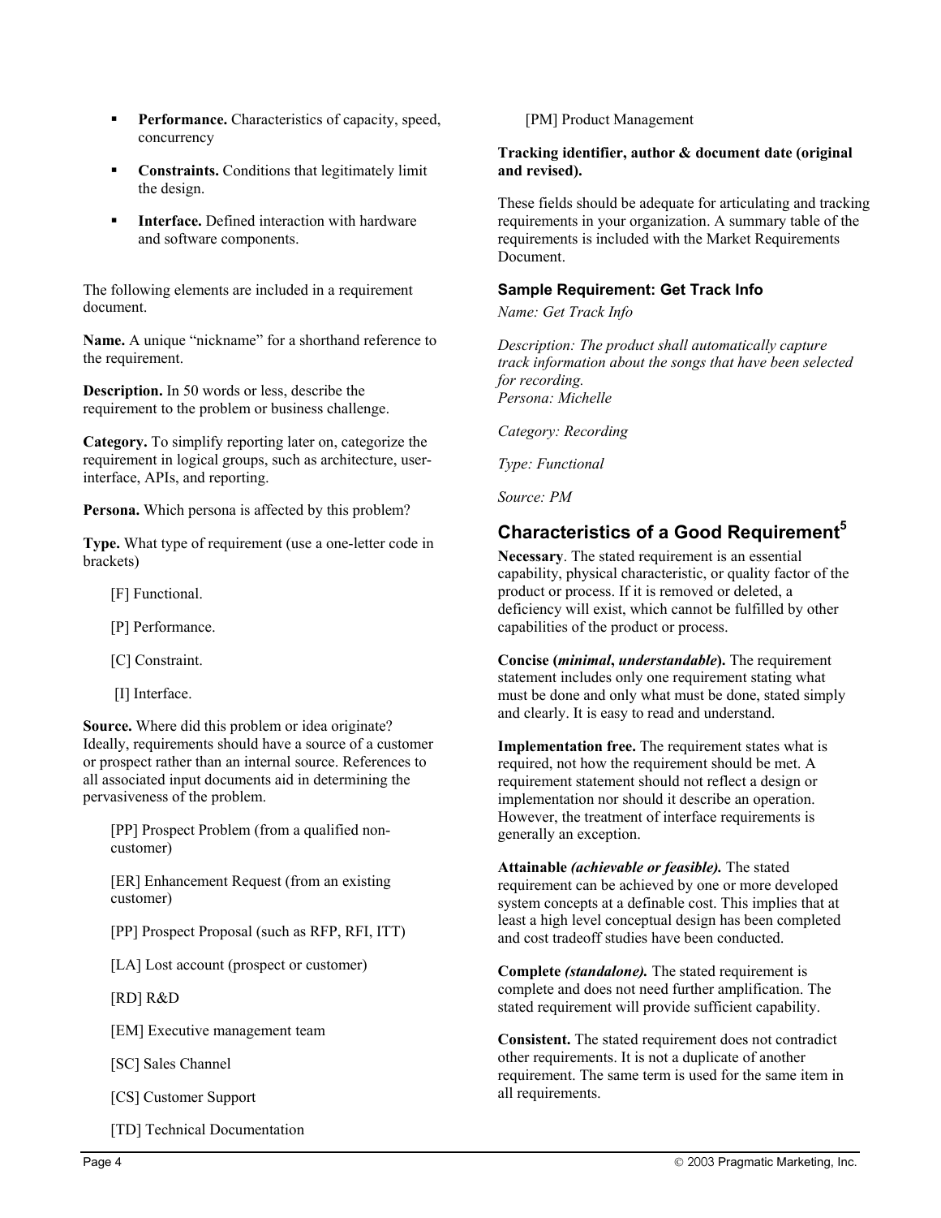- **Performance.** Characteristics of capacity, speed, concurrency
- **Constraints.** Conditions that legitimately limit the design.
- **Interface.** Defined interaction with hardware and software components.

The following elements are included in a requirement document.

**Name.** A unique "nickname" for a shorthand reference to the requirement.

**Description.** In 50 words or less, describe the requirement to the problem or business challenge.

**Category.** To simplify reporting later on, categorize the requirement in logical groups, such as architecture, user-interface, APIs, and reporting.

**Persona.** Which persona is affected by this problem?

**Type.** What type of requirement (use a one-letter code in brackets)

[F] Functional.

[P] Performance.

[C] Constraint.

[I] Interface.

**Source.** Where did this problem or idea originate? Ideally, requirements should have a source of a customer or prospect rather than an internal source. References to all associated input documents aid in determining the pervasiveness of the problem.

[PP] Prospect Problem (from a qualified non-customer)

[ER] Enhancement Request (from an existing customer)

[PP] Prospect Proposal (such as RFP, RFI, ITT)

[LA] Lost account (prospect or customer)

[RD] R&D

[EM] Executive management team

[SC] Sales Channel

[CS] Customer Support

[TD] Technical Documentation

[PM] Product Management

**Tracking identifier, author & document date (original and revised).**

These fields should be adequate for articulating and tracking requirements in your organization. A summary table of the requirements is included with the Market Requirements Document.

### Sample Requirement: Get Track Info

*Name: Get Track Info*

*Description: The product shall automatically capture track information about the songs that have been selected for recording.*
*Persona: Michelle*

*Category: Recording*

*Type: Functional*

*Source: PM*

## Characteristics of a Good Requirement[5]

**Necessary**. The stated requirement is an essential capability, physical characteristic, or quality factor of the product or process. If it is removed or deleted, a deficiency will exist, which cannot be fulfilled by other capabilities of the product or process.

**Concise (*minimal*, *understandable*).** The requirement statement includes only one requirement stating what must be done and only what must be done, stated simply and clearly. It is easy to read and understand.

**Implementation free.** The requirement states what is required, not how the requirement should be met. A requirement statement should not reflect a design or implementation nor should it describe an operation. However, the treatment of interface requirements is generally an exception.

**Attainable *(achievable or feasible).*** The stated requirement can be achieved by one or more developed system concepts at a definable cost. This implies that at least a high level conceptual design has been completed and cost tradeoff studies have been conducted.

**Complete *(standalone).*** The stated requirement is complete and does not need further amplification. The stated requirement will provide sufficient capability.

**Consistent.** The stated requirement does not contradict other requirements. It is not a duplicate of another requirement. The same term is used for the same item in all requirements.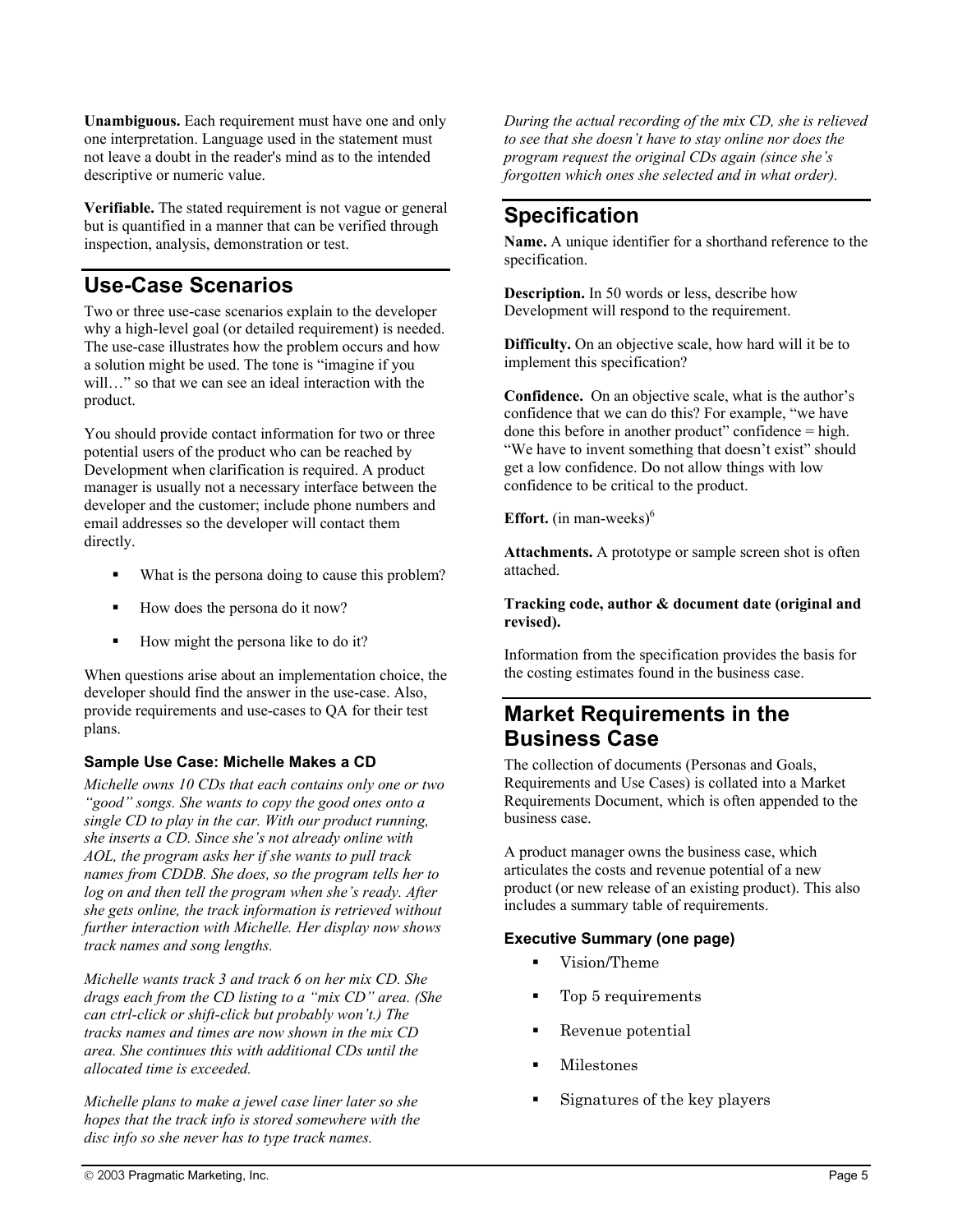**Unambiguous.** Each requirement must have one and only one interpretation. Language used in the statement must not leave a doubt in the reader's mind as to the intended descriptive or numeric value.

**Verifiable.** The stated requirement is not vague or general but is quantified in a manner that can be verified through inspection, analysis, demonstration or test.

## Use-Case Scenarios

Two or three use-case scenarios explain to the developer why a high-level goal (or detailed requirement) is needed. The use-case illustrates how the problem occurs and how a solution might be used. The tone is "imagine if you will…" so that we can see an ideal interaction with the product.

You should provide contact information for two or three potential users of the product who can be reached by Development when clarification is required. A product manager is usually not a necessary interface between the developer and the customer; include phone numbers and email addresses so the developer will contact them directly.

- What is the persona doing to cause this problem?
- How does the persona do it now?
- How might the persona like to do it?

When questions arise about an implementation choice, the developer should find the answer in the use-case. Also, provide requirements and use-cases to QA for their test plans.

### Sample Use Case: Michelle Makes a CD

*Michelle owns 10 CDs that each contains only one or two "good" songs. She wants to copy the good ones onto a single CD to play in the car. With our product running, she inserts a CD. Since she's not already online with AOL, the program asks her if she wants to pull track names from CDDB. She does, so the program tells her to log on and then tell the program when she's ready. After she gets online, the track information is retrieved without further interaction with Michelle. Her display now shows track names and song lengths.*

*Michelle wants track 3 and track 6 on her mix CD. She drags each from the CD listing to a "mix CD" area. (She can ctrl-click or shift-click but probably won't.) The tracks names and times are now shown in the mix CD area. She continues this with additional CDs until the allocated time is exceeded.*

*Michelle plans to make a jewel case liner later so she hopes that the track info is stored somewhere with the disc info so she never has to type track names.*

*During the actual recording of the mix CD, she is relieved to see that she doesn't have to stay online nor does the program request the original CDs again (since she's forgotten which ones she selected and in what order).*

## Specification

**Name.** A unique identifier for a shorthand reference to the specification.

**Description.** In 50 words or less, describe how Development will respond to the requirement.

**Difficulty.** On an objective scale, how hard will it be to implement this specification?

**Confidence.** On an objective scale, what is the author's confidence that we can do this? For example, "we have done this before in another product" confidence = high. "We have to invent something that doesn't exist" should get a low confidence. Do not allow things with low confidence to be critical to the product.

**Effort.** (in man-weeks)[6]

**Attachments.** A prototype or sample screen shot is often attached.

**Tracking code, author & document date (original and revised).**

Information from the specification provides the basis for the costing estimates found in the business case.

## Market Requirements in the Business Case

The collection of documents (Personas and Goals, Requirements and Use Cases) is collated into a Market Requirements Document, which is often appended to the business case.

A product manager owns the business case, which articulates the costs and revenue potential of a new product (or new release of an existing product). This also includes a summary table of requirements.

### Executive Summary (one page)

- Vision/Theme
- Top 5 requirements
- Revenue potential
- Milestones
- Signatures of the key players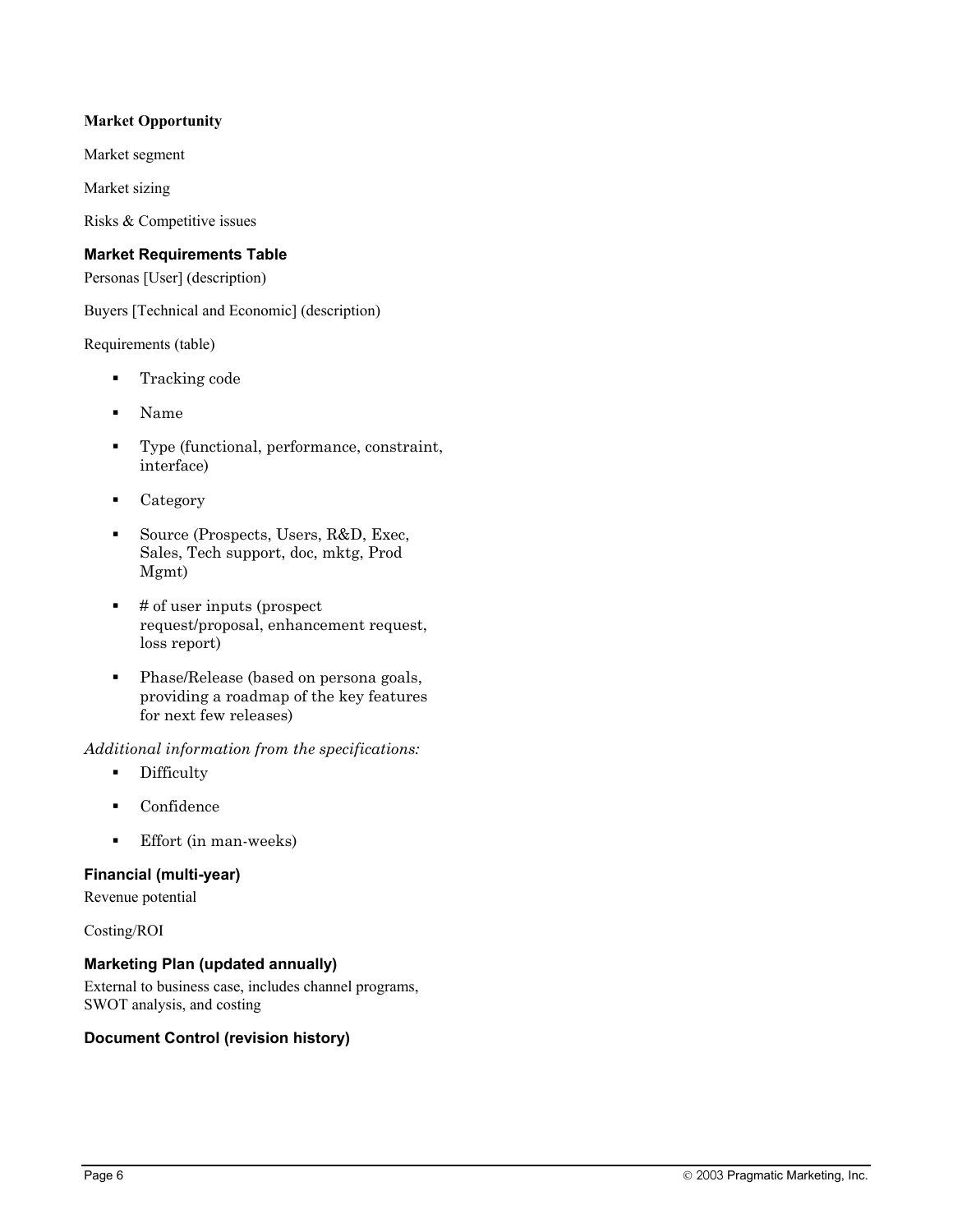### Market Opportunity

Market segment

Market sizing

Risks & Competitive issues

### Market Requirements Table

Personas [User] (description)

Buyers [Technical and Economic] (description)

Requirements (table)

- Tracking code
- Name
- Type (functional, performance, constraint, interface)
- Category
- Source (Prospects, Users, R&D, Exec, Sales, Tech support, doc, mktg, Prod Mgmt)
- # of user inputs (prospect request/proposal, enhancement request, loss report)
- Phase/Release (based on persona goals, providing a roadmap of the key features for next few releases)

*Additional information from the specifications:*

- Difficulty
- Confidence
- Effort (in man-weeks)

### Financial (multi-year)

Revenue potential

Costing/ROI

### Marketing Plan (updated annually)

External to business case, includes channel programs, SWOT analysis, and costing

### Document Control (revision history)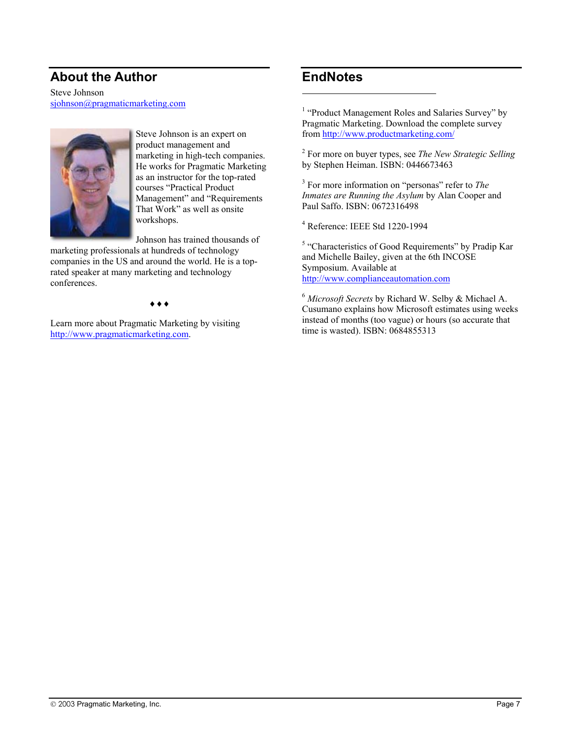## About the Author

Steve Johnson
sjohnson@pragmaticmarketing.com

Steve Johnson is an expert on product management and marketing in high-tech companies. He works for Pragmatic Marketing as an instructor for the top-rated courses "Practical Product Management" and "Requirements That Work" as well as onsite workshops.

Johnson has trained thousands of marketing professionals at hundreds of technology companies in the US and around the world. He is a top-rated speaker at many marketing and technology conferences.

♦♦♦

Learn more about Pragmatic Marketing by visiting http://www.pragmaticmarketing.com.

## EndNotes

[1] "Product Management Roles and Salaries Survey" by Pragmatic Marketing. Download the complete survey from http://www.productmarketing.com/

[2] For more on buyer types, see *The New Strategic Selling* by Stephen Heiman. ISBN: 0446673463

[3] For more information on "personas" refer to *The Inmates are Running the Asylum* by Alan Cooper and Paul Saffo. ISBN: 0672316498

[4] Reference: IEEE Std 1220-1994

[5] "Characteristics of Good Requirements" by Pradip Kar and Michelle Bailey, given at the 6th INCOSE Symposium. Available at http://www.complianceautomation.com

[6] *Microsoft Secrets* by Richard W. Selby & Michael A. Cusumano explains how Microsoft estimates using weeks instead of months (too vague) or hours (so accurate that time is wasted). ISBN: 0684855313